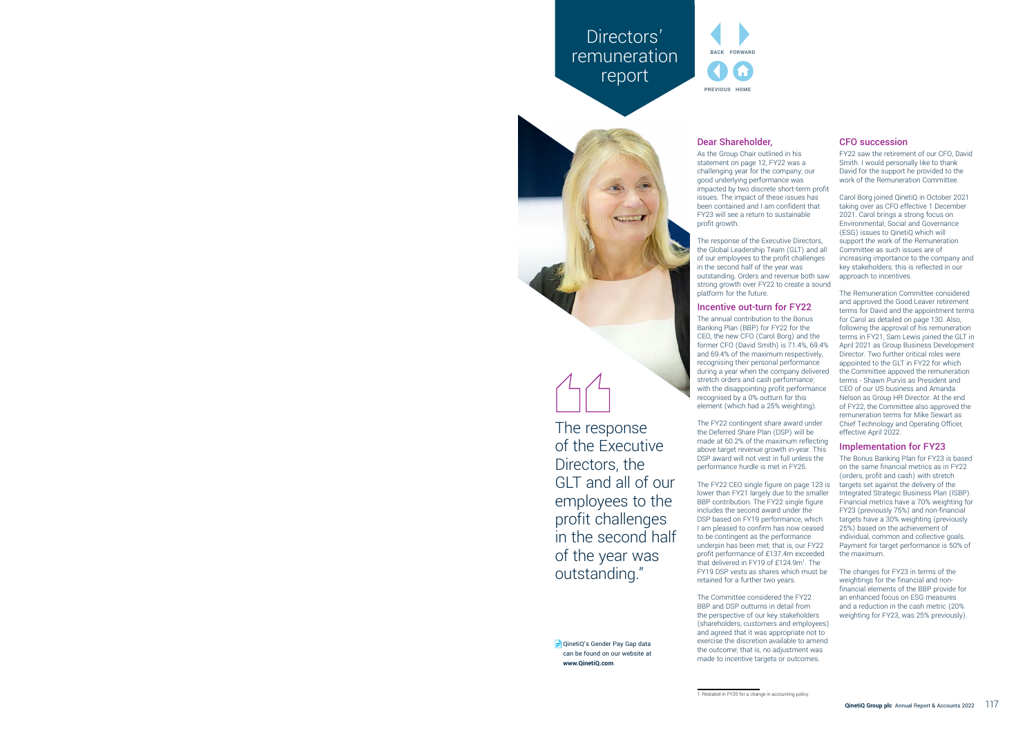# Directors' remuneration report

> The response of the Executive Directors, the GLT and all of our employees to the profit challenges in the second half of the year was outstanding."

QinetiQ's Gender Pay Gap data can be found on our website at **www.QinetiQ.com**

## Dear Shareholder,

As the Group Chair outlined in his statement on page 12, FY22 was a challenging year for the company; our good underlying performance was impacted by two discrete short-term profit issues. The impact of these issues has been contained and I am confident that FY23 will see a return to sustainable profit growth.

The response of the Executive Directors, the Global Leadership Team (GLT) and all of our employees to the profit challenges in the second half of the year was outstanding. Orders and revenue both saw strong growth over FY22 to create a sound platform for the future.

## Incentive out-turn for FY22

The annual contribution to the Bonus Banking Plan (BBP) for FY22 for the CEO, the new CFO (Carol Borg) and the former CFO (David Smith) is 71.4%, 69.4% and 69.4% of the maximum respectively, recognising their personal performance during a year when the company delivered stretch orders and cash performance; with the disappointing profit performance recognised by a 0% outturn for this element (which had a 25% weighting).

The FY22 contingent share award under the Deferred Share Plan (DSP) will be made at 60.2% of the maximum reflecting above target revenue growth in-year. This DSP award will not vest in full unless the performance hurdle is met in FY25.

The FY22 CEO single figure on page 123 is lower than FY21 largely due to the smaller BBP contribution. The FY22 single figure includes the second award under the DSP based on FY19 performance, which I am pleased to confirm has now ceased to be contingent as the performance underpin has been met; that is, our FY22 profit performance of £137.4m exceeded that delivered in FY19 of £124.9m[1]. The FY19 DSP vests as shares which must be retained for a further two years.

The Committee considered the FY22 BBP and DSP outturns in detail from the perspective of our key stakeholders (shareholders, customers and employees) and agreed that it was appropriate not to exercise the discretion available to amend the outcome; that is, no adjustment was made to incentive targets or outcomes.

## CFO succession

FY22 saw the retirement of our CFO, David Smith. I would personally like to thank David for the support he provided to the work of the Remuneration Committee.

Carol Borg joined QinetiQ in October 2021 taking over as CFO effective 1 December 2021. Carol brings a strong focus on Environmental, Social and Governance (ESG) issues to QinetiQ which will support the work of the Remuneration Committee as such issues are of increasing importance to the company and key stakeholders; this is reflected in our approach to incentives.

The Remuneration Committee considered and approved the Good Leaver retirement terms for David and the appointment terms for Carol as detailed on page 130. Also, following the approval of his remuneration terms in FY21, Sam Lewis joined the GLT in April 2021 as Group Business Development Director. Two further critical roles were appointed to the GLT in FY22 for which the Committee appoved the remuneration terms - Shawn Purvis as President and CEO of our US business and Amanda Nelson as Group HR Director. At the end of FY22, the Committee also approved the remuneration terms for Mike Sewart as Chief Technology and Operating Officer, effective April 2022.

## Implementation for FY23

The Bonus Banking Plan for FY23 is based on the same financial metrics as in FY22 (orders, profit and cash) with stretch targets set against the delivery of the Integrated Strategic Business Plan (ISBP). Financial metrics have a 70% weighting for FY23 (previously 75%) and non-financial targets have a 30% weighting (previously 25%) based on the achievement of individual, common and collective goals. Payment for target performance is 50% of the maximum.

The changes for FY23 in terms of the weightings for the financial and non-financial elements of the BBP provide for an enhanced focus on ESG measures and a reduction in the cash metric (20% weighting for FY23, was 25% previously).

1. Restated in FY20 for a change in accounting policy.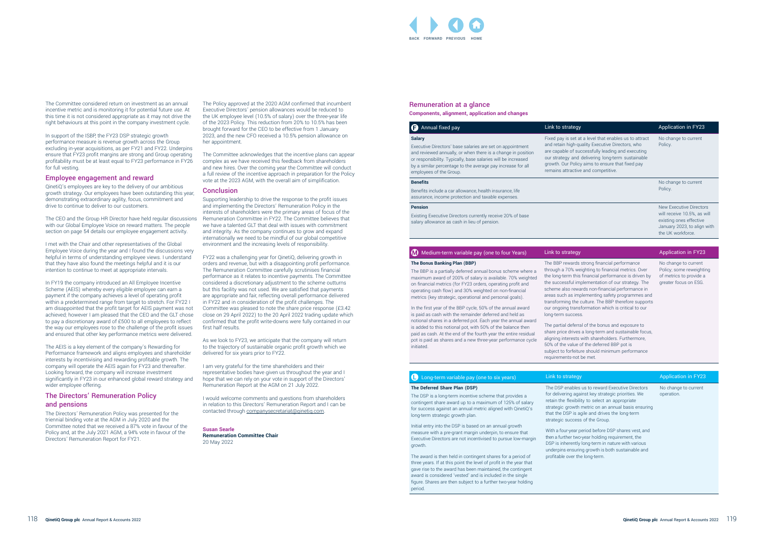The Committee considered return on investment as an annual incentive metric and is monitoring it for potential future use. At this time it is not considered appropriate as it may not drive the right behaviours at this point in the company investment cycle.

In support of the ISBP, the FY23 DSP strategic growth performance measure is revenue growth across the Group excluding in-year acquisitions, as per FY21 and FY22. Underpins ensure that FY23 profit margins are strong and Group operating profitability must be at least equal to FY23 performance in FY26 for full vesting.

## Employee engagement and reward

QinetiQ's employees are key to the delivery of our ambitious growth strategy. Our employees have been outstanding this year, demonstrating extraordinary agility, focus, commitment and drive to continue to deliver to our customers.

The CEO and the Group HR Director have held regular discussions with our Global Employee Voice on reward matters. The people section on page 54 details our employee engagement activity.

I met with the Chair and other representatives of the Global Employee Voice during the year and I found the discussions very helpful in terms of understanding employee views. I understand that they have also found the meetings helpful and it is our intention to continue to meet at appropriate intervals.

In FY19 the company introduced an All Employee Incentive Scheme (AEIS) whereby every eligible employee can earn a payment if the company achieves a level of operating profit within a predetermined range from target to stretch. For FY22 I am disappointed that the profit target for AEIS payment was not achieved; however I am pleased that the CEO and the GLT chose to pay a discretionary award of £500 to all employees to reflect the way our employees rose to the challenge of the profit issues and ensured that other key performance metrics were delivered.

The AEIS is a key element of the company's Rewarding for Performance framework and aligns employees and shareholder interests by incentivising and rewarding profitable growth. The company will operate the AEIS again for FY23 and thereafter. Looking forward, the company will increase investment significantly in FY23 in our enhanced global reward strategy and wider employee offering.

## The Directors' Remuneration Policy and pensions

The Directors' Remuneration Policy was presented for the triennial binding vote at the AGM in July 2020 and the Committee noted that we received a 87% vote in favour of the Policy and, at the July 2021 AGM, a 94% vote in favour of the Directors' Remuneration Report for FY21.

The Policy approved at the 2020 AGM confirmed that incumbent Executive Directors' pension allowances would be reduced to the UK employee level (10.5% of salary) over the three-year life of the 2023 Policy. This reduction from 20% to 10.5% has been brought forward for the CEO to be effective from 1 January 2023, and the new CFO received a 10.5% pension allowance on her appointment.

The Committee acknowledges that the incentive plans can appear complex as we have received this feedback from shareholders and new hires. Over the coming year the Committee will conduct a full review of the incentive approach in preparation for the Policy vote at the 2023 AGM, with the overall aim of simplification.

## Conclusion

Supporting leadership to drive the response to the profit issues and implementing the Directors' Remuneration Policy in the interests of shareholders were the primary areas of focus of the Remuneration Committee in FY22. The Committee believes that we have a talented GLT that deal with issues with commitment and integrity. As the company continues to grow and expand internationally we need to be mindful of our global competitive environment and the increasing levels of responsibility.

FY22 was a challenging year for QinetiQ, delivering growth in orders and revenue, but with a disappointing profit performance. The Remuneration Committee carefully scrutinises financial performance as it relates to incentive payments. The Committee considered a discretionary adjustment to the scheme outturns but this facility was not used. We are satisfied that payments are appropriate and fair, reflecting overall performance delivered in FY22 and in consideration of the profit challenges. The Committee was pleased to note the share price response (£3.42 close on 29 April 2022) to the 20 April 2022 trading update which confirmed that the profit write-downs were fully contained in our first half results.

As we look to FY23, we anticipate that the company will return to the trajectory of sustainable organic profit growth which we delivered for six years prior to FY22.

I am very grateful for the time shareholders and their representative bodies have given us throughout the year and I hope that we can rely on your vote in support of the Directors' Remuneration Report at the AGM on 21 July 2022.

I would welcome comments and questions from shareholders in relation to this Directors' Remuneration Report and I can be contacted through companysecretariat@qinetiq.com.

**Susan Searle**
**Remuneration Committee Chair**
20 May 2022

## Remuneration at a glance

**Components, alignment, application and changes**

| F Annual fixed pay | Link to strategy | Application in FY23 |
|---|---|---|
| **Salary**<br>Executive Directors' base salaries are set on appointment and reviewed annually, or when there is a change in position or responsibility. Typically, base salaries will be increased by a similar percentage to the average pay increase for all employees of the Group. | Fixed pay is set at a level that enables us to attract and retain high-quality Executive Directors, who are capable of successfully leading and executing our strategy and delivering long-term sustainable growth. Our Policy aims to ensure that fixed pay remains attractive and competitive. | No change to current Policy. |
| **Benefits**<br>Benefits include a car allowance, health insurance, life assurance, income protection and taxable expenses. | | No change to current Policy. |
| **Pension**<br>Existing Executive Directors currently receive 20% of base salary allowance as cash in lieu of pension. | | New Executive Directors will receive 10.5%, as will existing ones effective January 2023, to align with the UK workforce. |

| M Medium-term variable pay (one to four Years) | Link to strategy | Application in FY23 |
|---|---|---|
| **The Bonus Banking Plan (BBP)**<br>The BBP is a partially deferred annual bonus scheme where a maximum award of 200% of salary is available. 70% weighted on financial metrics (for FY23 orders, operating profit and operating cash flow) and 30% weighted on non-financial metrics (key strategic, operational and personal goals).<br><br>In the first year of the BBP cycle, 50% of the annual award is paid as cash with the remainder deferred and held as notional shares in a deferred pot. Each year the annual award is added to this notional pot, with 50% of the balance then paid as cash. At the end of the fourth year the entire residual pot is paid as shares and a new three-year performance cycle initiated. | The BBP rewards strong financial performance through a 70% weighting to financial metrics. Over the long-term this financial performance is driven by the successful implementation of our strategy. The scheme also rewards non-financial performance in areas such as implementing safety programmes and transforming the culture. The BBP therefore supports our ongoing transformation which is critical to our long-term success.<br><br>The partial deferral of the bonus and exposure to share price drives a long-term and sustainable focus, aligning interests with shareholders. Furthermore, 50% of the value of the deferred BBP pot is subject to forfeiture should minimum performance requirements not be met. | No change to current Policy; some reweighting of metrics to provide a greater focus on ESG. |

| L Long-term variable pay (one to six years) | Link to strategy | Application in FY23 |
|---|---|---|
| **The Deferred Share Plan (DSP)**<br>The DSP is a long-term incentive scheme that provides a contingent share award up to a maximum of 125% of salary for success against an annual metric aligned with QinetiQ's long-term strategic growth plan.<br><br>Initial entry into the DSP is based on an annual growth measure with a pre-grant margin underpin, to ensure that Executive Directors are not incentivised to pursue low-margin growth.<br><br>The award is then held in contingent shares for a period of three years. If at this point the level of profit in the year that gave rise to the award has been maintained, the contingent award is considered 'vested' and is included in the single figure. Shares are then subject to a further two-year holding period. | The DSP enables us to reward Executive Directors for delivering against key strategic priorities. We retain the flexibility to select an appropriate strategic growth metric on an annual basis ensuring that the DSP is agile and drives the long-term strategic success of the Group.<br><br>With a four-year period before DSP shares vest, and then a further two-year holding requirement, the DSP is inherently long-term in nature with various underpins ensuring growth is both sustainable and profitable over the long-term. | No change to current operation. |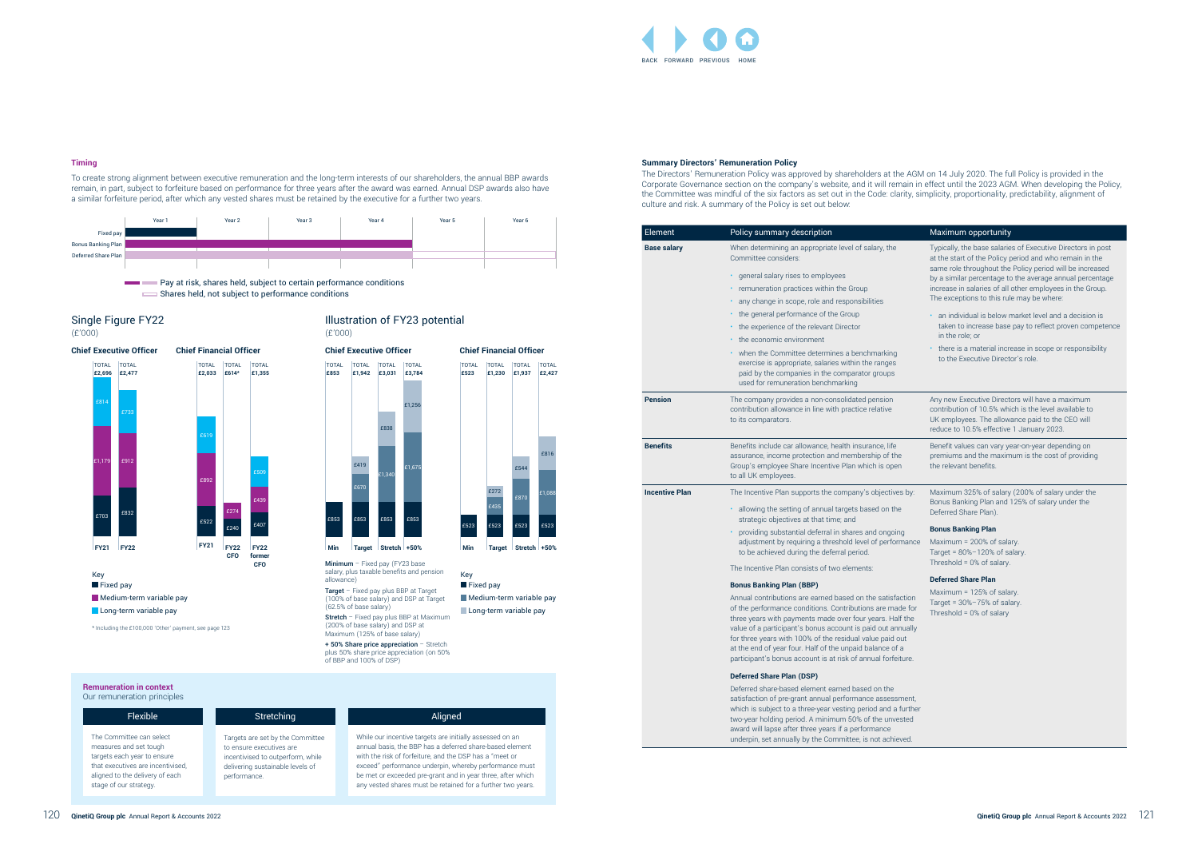### Timing

To create strong alignment between executive remuneration and the long-term interests of our shareholders, the annual BBP awards remain, in part, subject to forfeiture based on performance for three years after the award was earned. Annual DSP awards also have a similar forfeiture period, after which any vested shares must be retained by the executive for a further two years.

| | Year 1 | Year 2 | Year 3 | Year 4 | Year 5 | Year 6 |
|---|---|---|---|---|---|---|
| Fixed pay | ■ | | | | | |
| Bonus Banking Plan | ■ | ■ | ■ | ■ | | |
| Deferred Share Plan | ■ | ■ | ■ | ■ | □ | □ |

Pay at risk, shares held, subject to certain performance conditions
Shares held, not subject to performance conditions

## Single Figure FY22

(£'000)

**Chief Executive Officer**

| | FY21 | FY22 |
|---|---|---|
| TOTAL | £2,696 | £2,477 |
| Long-term variable pay | £814 | £733 |
| Medium-term variable pay | £1,179 | £912 |
| Fixed pay | £703 | £832 |

**Chief Financial Officer**

| | FY21 | FY22 CFO | FY22 former CFO |
|---|---|---|---|
| TOTAL | £2,033 | £614* | £1,355 |
| Long-term variable pay | £619 | | £509 |
| Medium-term variable pay | £892 | £274 | £439 |
| Fixed pay | £522 | £240 | £407 |

Key
- Fixed pay
- Medium-term variable pay
- Long-term variable pay

\* Including the £100,000 'Other' payment, see page 123

## Illustration of FY23 potential

(£'000)

**Chief Executive Officer**

| | Min | Target | Stretch | +50% |
|---|---|---|---|---|
| TOTAL | £853 | £1,942 | £3,031 | £3,784 |
| Long-term variable pay | | £419 | £838 | £1,256 |
| Medium-term variable pay | | £670 | £1,340 | £1,675 |
| Fixed pay | £853 | £853 | £853 | £853 |

**Chief Financial Officer**

| | Min | Target | Stretch | +50% |
|---|---|---|---|---|
| TOTAL | £523 | £1,230 | £1,937 | £2,427 |
| Long-term variable pay | | £272 | £544 | £816 |
| Medium-term variable pay | | £435 | £870 | £1,088 |
| Fixed pay | £523 | £523 | £523 | £523 |

**Minimum** – Fixed pay (FY23 base salary, plus taxable benefits and pension allowance)

**Target** – Fixed pay plus BBP at Target (100% of base salary) and DSP at Target (62.5% of base salary)

**Stretch** – Fixed pay plus BBP at Maximum (200% of base salary) and DSP at Maximum (125% of base salary)

**+ 50% Share price appreciation** – Stretch plus 50% share price appreciation (on 50% of BBP and 100% of DSP)

Key
- Fixed pay
- Medium-term variable pay
- Long-term variable pay

### Remuneration in context

Our remuneration principles

**Flexible**

The Committee can select measures and set tough targets each year to ensure that executives are incentivised, aligned to the delivery of each stage of our strategy.

**Stretching**

Targets are set by the Committee to ensure executives are incentivised to outperform, while delivering sustainable levels of performance.

**Aligned**

While our incentive targets are initially assessed on an annual basis, the BBP has a deferred share-based element with the risk of forfeiture, and the DSP has a "meet or exceed" performance underpin, whereby performance must be met or exceeded pre-grant and in year three, after which any vested shares must be retained for a further two years.

### Summary Directors' Remuneration Policy

The Directors' Remuneration Policy was approved by shareholders at the AGM on 14 July 2020. The full Policy is provided in the Corporate Governance section on the company's website, and it will remain in effect until the 2023 AGM. When developing the Policy, the Committee was mindful of the six factors as set out in the Code: clarity, simplicity, proportionality, predictability, alignment of culture and risk. A summary of the Policy is set out below:

| Element | Policy summary description | Maximum opportunity |
|---|---|---|
| **Base salary** | When determining an appropriate level of salary, the Committee considers:<br>• general salary rises to employees<br>• remuneration practices within the Group<br>• any change in scope, role and responsibilities<br>• the general performance of the Group<br>• the experience of the relevant Director<br>• the economic environment<br>• when the Committee determines a benchmarking exercise is appropriate, salaries within the ranges paid by the companies in the comparator groups used for remuneration benchmarking | Typically, the base salaries of Executive Directors in post at the start of the Policy period and who remain in the same role throughout the Policy period will be increased by a similar percentage to the average annual percentage increase in salaries of all other employees in the Group. The exceptions to this rule may be where:<br>• an individual is below market level and a decision is taken to increase base pay to reflect proven competence in the role; or<br>• there is a material increase in scope or responsibility to the Executive Director's role. |
| **Pension** | The company provides a non-consolidated pension contribution allowance in line with practice relative to its comparators. | Any new Executive Directors will have a maximum contribution of 10.5% which is the level available to UK employees. The allowance paid to the CEO will reduce to 10.5% effective 1 January 2023. |
| **Benefits** | Benefits include car allowance, health insurance, life assurance, income protection and membership of the Group's employee Share Incentive Plan which is open to all UK employees. | Benefit values can vary year-on-year depending on premiums and the maximum is the cost of providing the relevant benefits. |
| **Incentive Plan** | The Incentive Plan supports the company's objectives by:<br>• allowing the setting of annual targets based on the strategic objectives at that time; and<br>• providing substantial deferral in shares and ongoing adjustment by requiring a threshold level of performance to be achieved during the deferral period.<br><br>The Incentive Plan consists of two elements:<br><br>**Bonus Banking Plan (BBP)**<br>Annual contributions are earned based on the satisfaction of the performance conditions. Contributions are made for three years with payments made over four years. Half the value of a participant's bonus account is paid out annually for three years with 100% of the residual value paid out at the end of year four. Half of the unpaid balance of a participant's bonus account is at risk of annual forfeiture.<br><br>**Deferred Share Plan (DSP)**<br>Deferred share-based element earned based on the satisfaction of pre-grant annual performance assessment, which is subject to a three-year vesting period and a further two-year holding period. A minimum 50% of the unvested award will lapse after three years if a performance underpin, set annually by the Committee, is not achieved. | Maximum 325% of salary (200% of salary under the Bonus Banking Plan and 125% of salary under the Deferred Share Plan).<br><br>**Bonus Banking Plan**<br>Maximum = 200% of salary.<br>Target = 80%–120% of salary.<br>Threshold = 0% of salary.<br><br>**Deferred Share Plan**<br>Maximum = 125% of salary.<br>Target = 30%–75% of salary.<br>Threshold = 0% of salary |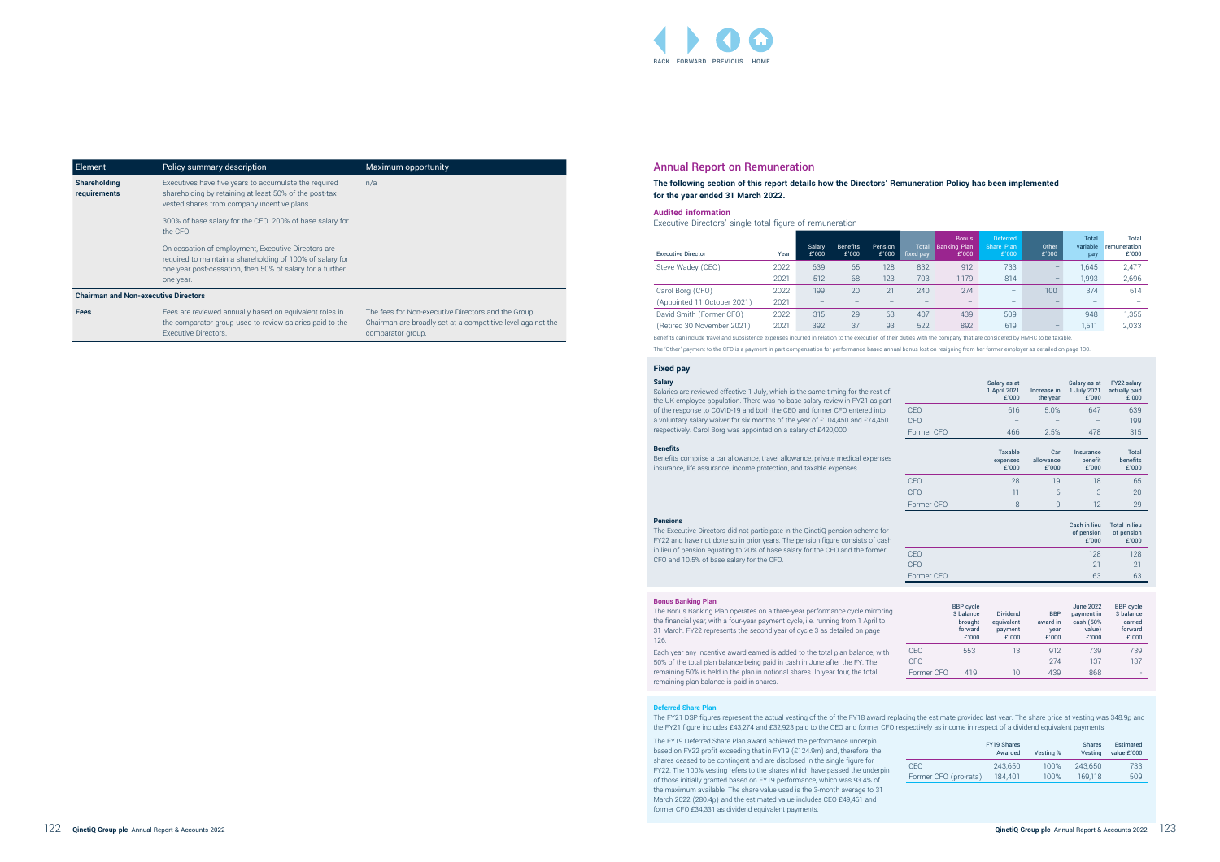| Element | Policy summary description | Maximum opportunity |
|---|---|---|
| **Shareholding requirements** | Executives have five years to accumulate the required shareholding by retaining at least 50% of the post-tax vested shares from company incentive plans.<br><br>300% of base salary for the CEO. 200% of base salary for the CFO.<br><br>On cessation of employment, Executive Directors are required to maintain a shareholding of 100% of salary for one year post-cessation, then 50% of salary for a further one year. | n/a |
| **Chairman and Non-executive Directors** | | |
| **Fees** | Fees are reviewed annually based on equivalent roles in the comparator group used to review salaries paid to the Executive Directors. | The fees for Non-executive Directors and the Group Chairman are broadly set at a competitive level against the comparator group. |

## Annual Report on Remuneration

**The following section of this report details how the Directors' Remuneration Policy has been implemented for the year ended 31 March 2022.**

### Audited information

Executive Directors' single total figure of remuneration

| Executive Director | Year | Salary £'000 | Benefits £'000 | Pension £'000 | Total fixed pay | Bonus Banking Plan £'000 | Deferred Share Plan £'000 | Other £'000 | Total variable pay | Total remuneration £'000 |
|---|---|---|---|---|---|---|---|---|---|---|
| Steve Wadey (CEO) | 2022 | 639 | 65 | 128 | 832 | 912 | 733 | – | 1,645 | 2,477 |
| | 2021 | 512 | 68 | 123 | 703 | 1,179 | 814 | – | 1,993 | 2,696 |
| Carol Borg (CFO) | 2022 | 199 | 20 | 21 | 240 | 274 | – | 100 | 374 | 614 |
| (Appointed 11 October 2021) | 2021 | – | – | – | – | – | – | – | – | – |
| David Smith (Former CFO) | 2022 | 315 | 29 | 63 | 407 | 439 | 509 | – | 948 | 1,355 |
| (Retired 30 November 2021) | 2021 | 392 | 37 | 93 | 522 | 892 | 619 | – | 1,511 | 2,033 |

Benefits can include travel and subsistence expenses incurred in relation to the execution of their duties with the company that are considered by HMRC to be taxable.

The 'Other' payment to the CFO is a payment in part compensation for performance-based annual bonus lost on resigning from her former employer as detailed on page 130.

### Fixed pay

**Salary**

Salaries are reviewed effective 1 July, which is the same timing for the rest of the UK employee population. There was no base salary review in FY21 as part of the response to COVID-19 and both the CEO and former CFO entered into a voluntary salary waiver for six months of the year of £104,450 and £74,450 respectively. Carol Borg was appointed on a salary of £420,000.

| | Salary as at 1 April 2021 £'000 | Increase in the year | Salary as at 1 July 2021 £'000 | FY22 salary actually paid £'000 |
|---|---|---|---|---|
| CEO | 616 | 5.0% | 647 | 639 |
| CFO | – | – | – | 199 |
| Former CFO | 466 | 2.5% | 478 | 315 |

**Benefits**

Benefits comprise a car allowance, travel allowance, private medical expenses insurance, life assurance, income protection, and taxable expenses.

| | Taxable expenses £'000 | Car allowance £'000 | Insurance benefit £'000 | Total benefits £'000 |
|---|---|---|---|---|
| CEO | 28 | 19 | 18 | 65 |
| CFO | 11 | 6 | 3 | 20 |
| Former CFO | 8 | 9 | 12 | 29 |

**Pensions**

The Executive Directors did not participate in the QinetiQ pension scheme for FY22 and have not done so in prior years. The pension figure consists of cash in lieu of pension equating to 20% of base salary for the CEO and the former CFO and 10.5% of base salary for the CFO.

| | Cash in lieu of pension £'000 | Total in lieu of pension £'000 |
|---|---|---|
| CEO | 128 | 128 |
| CFO | 21 | 21 |
| Former CFO | 63 | 63 |

### Bonus Banking Plan

The Bonus Banking Plan operates on a three-year performance cycle mirroring the financial year, with a four-year payment cycle, i.e. running from 1 April to 31 March. FY22 represents the second year of cycle 3 as detailed on page 126.

Each year any incentive award earned is added to the total plan balance, with 50% of the total plan balance being paid in cash in June after the FY. The remaining 50% is held in the plan in notional shares. In year four, the total remaining plan balance is paid in shares.

| | BBP cycle 3 balance brought forward £'000 | Dividend equivalent payment £'000 | BBP award in year £'000 | June 2022 payment in cash (50% value) £'000 | BBP cycle 3 balance carried forward £'000 |
|---|---|---|---|---|---|
| CEO | 553 | 13 | 912 | 739 | 739 |
| CFO | – | – | 274 | 137 | 137 |
| Former CFO | 419 | 10 | 439 | 868 | - |

### Deferred Share Plan

The FY21 DSP figures represent the actual vesting of the of the FY18 award replacing the estimate provided last year. The share price at vesting was 348.9p and the FY21 figure includes £43,274 and £32,923 paid to the CEO and former CFO respectively as income in respect of a dividend equivalent payments.

The FY19 Deferred Share Plan award achieved the performance underpin based on FY22 profit exceeding that in FY19 (£124.9m) and, therefore, the shares ceased to be contingent and are disclosed in the single figure for FY22. The 100% vesting refers to the shares which have passed the underpin of those initially granted based on FY19 performance, which was 93.4% of the maximum available. The share value used is the 3-month average to 31 March 2022 (280.4p) and the estimated value includes CEO £49,461 and former CFO £34,331 as dividend equivalent payments.

| | FY19 Shares Awarded | Vesting % | Shares Vesting | Estimated value £'000 |
|---|---|---|---|---|
| CEO | 243,650 | 100% | 243,650 | 733 |
| Former CFO (pro-rata) | 184,401 | 100% | 169,118 | 509 |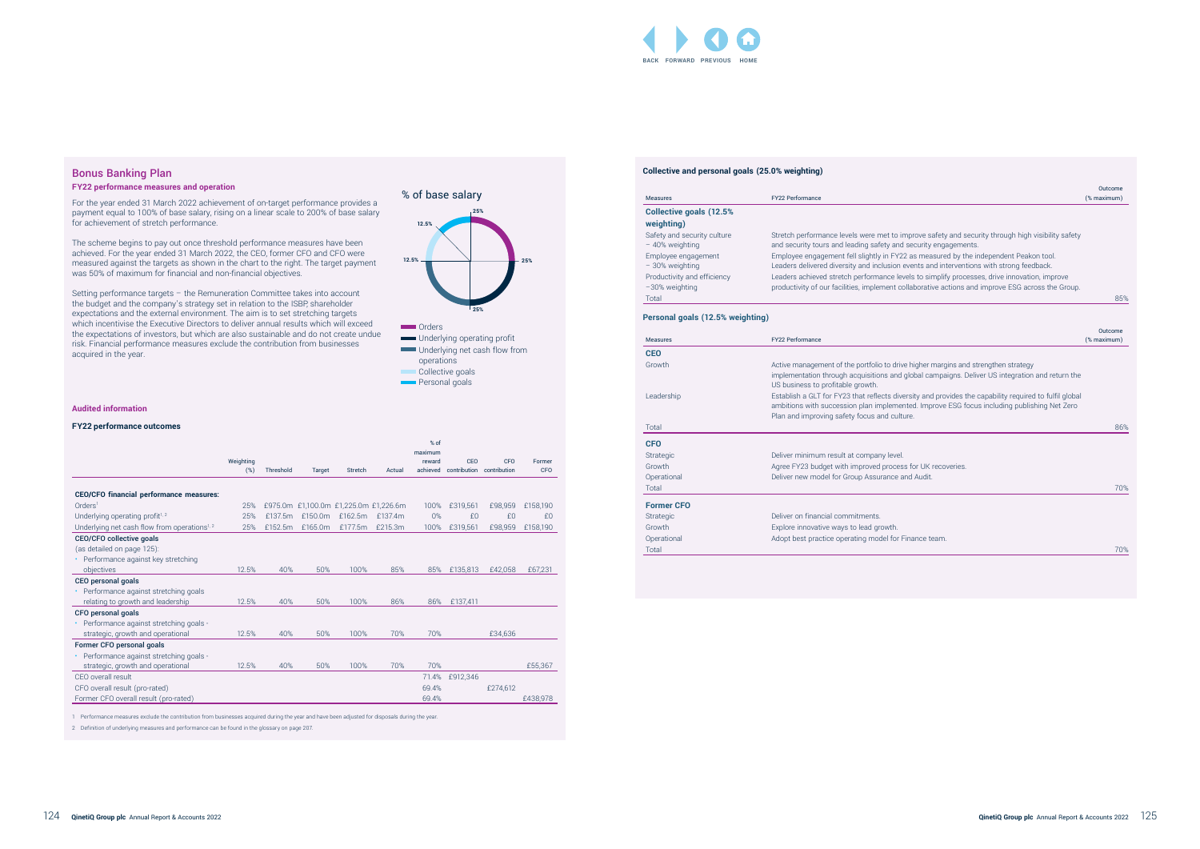## Bonus Banking Plan

### FY22 performance measures and operation

For the year ended 31 March 2022 achievement of on-target performance provides a payment equal to 100% of base salary, rising on a linear scale to 200% of base salary for achievement of stretch performance.

The scheme begins to pay out once threshold performance measures have been achieved. For the year ended 31 March 2022, the CEO, former CFO and CFO were measured against the targets as shown in the chart to the right. The target payment was 50% of maximum for financial and non-financial objectives.

Setting performance targets – the Remuneration Committee takes into account the budget and the company's strategy set in relation to the ISBP, shareholder expectations and the external environment. The aim is to set stretching targets which incentivise the Executive Directors to deliver annual results which will exceed the expectations of investors, but which are also sustainable and do not create undue risk. Financial performance measures exclude the contribution from businesses acquired in the year.

**% of base salary**

- Orders: 25%
- Underlying operating profit: 25%
- Underlying net cash flow from operations: 25%
- Collective goals: 12.5%
- Personal goals: 12.5%

### Audited information

### FY22 performance outcomes

| | Weighting (%) | Threshold | Target | Stretch | Actual | % of maximum reward achieved | CEO contribution | CFO contribution | Former CFO |
|---|---|---|---|---|---|---|---|---|---|
| **CEO/CFO financial performance measures:** | | | | | | | | | |
| Orders[1] | 25% | £975.0m | £1,100.0m | £1,225.0m | £1,226.6m | 100% | £319,561 | £98,959 | £158,190 |
| Underlying operating profit[1,2] | 25% | £137.5m | £150.0m | £162.5m | £137.4m | 0% | £0 | £0 | £0 |
| Underlying net cash flow from operations[1,2] | 25% | £152.5m | £165.0m | £177.5m | £215.3m | 100% | £319,561 | £98,959 | £158,190 |
| **CEO/CFO collective goals** (as detailed on page 125): • Performance against key stretching objectives | 12.5% | 40% | 50% | 100% | 85% | 85% | £135,813 | £42,058 | £67,231 |
| **CEO personal goals** • Performance against stretching goals relating to growth and leadership | 12.5% | 40% | 50% | 100% | 86% | 86% | £137,411 | | |
| **CFO personal goals** • Performance against stretching goals - strategic, growth and operational | 12.5% | 40% | 50% | 100% | 70% | 70% | | £34,636 | |
| **Former CFO personal goals** • Performance against stretching goals - strategic, growth and operational | 12.5% | 40% | 50% | 100% | 70% | 70% | | | £55,367 |
| CEO overall result | | | | | | 71.4% | £912,346 | | |
| CFO overall result (pro-rated) | | | | | | 69.4% | | £274,612 | |
| Former CFO overall result (pro-rated) | | | | | | 69.4% | | | £438,978 |

1 Performance measures exclude the contribution from businesses acquired during the year and have been adjusted for disposals during the year.

2 Definition of underlying measures and performance can be found in the glossary on page 207.

### Collective and personal goals (25.0% weighting)

| Measures | FY22 Performance | Outcome (% maximum) |
|---|---|---|
| **Collective goals (12.5% weighting)** | | |
| Safety and security culture – 40% weighting | Stretch performance levels were met to improve safety and security through high visibility safety and security tours and leading safety and security engagements. | |
| Employee engagement – 30% weighting | Employee engagement fell slightly in FY22 as measured by the independent Peakon tool. Leaders delivered diversity and inclusion events and interventions with strong feedback. | |
| Productivity and efficiency –30% weighting | Leaders achieved stretch performance levels to simplify processes, drive innovation, improve productivity of our facilities, implement collaborative actions and improve ESG across the Group. | |
| Total | | 85% |

#### Personal goals (12.5% weighting)

| Measures | FY22 Performance | Outcome (% maximum) |
|---|---|---|
| **CEO** | | |
| Growth | Active management of the portfolio to drive higher margins and strengthen strategy implementation through acquisitions and global campaigns. Deliver US integration and return the US business to profitable growth. | |
| Leadership | Establish a GLT for FY23 that reflects diversity and provides the capability required to fulfil global ambitions with succession plan implemented. Improve ESG focus including publishing Net Zero Plan and improving safety focus and culture. | |
| Total | | 86% |
| **CFO** | | |
| Strategic | Deliver minimum result at company level. | |
| Growth | Agree FY23 budget with improved process for UK recoveries. | |
| Operational | Deliver new model for Group Assurance and Audit. | |
| Total | | 70% |
| **Former CFO** | | |
| Strategic | Deliver on financial commitments. | |
| Growth | Explore innovative ways to lead growth. | |
| Operational | Adopt best practice operating model for Finance team. | |
| Total | | 70% |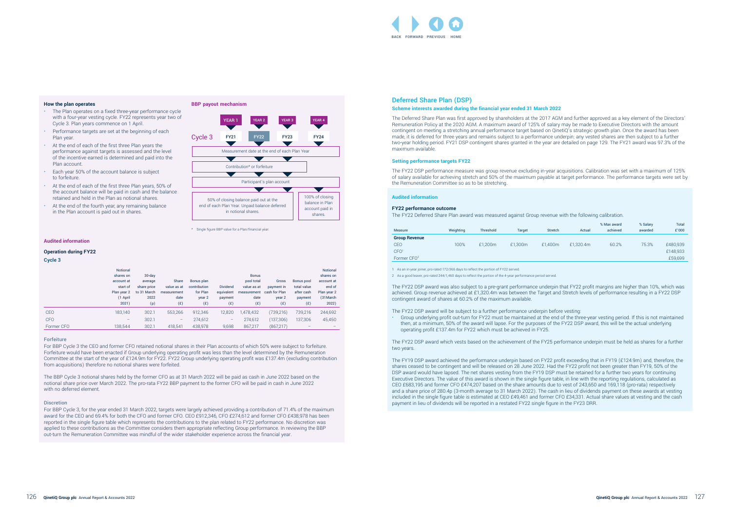### How the plan operates

- The Plan operates on a fixed three-year performance cycle with a four-year vesting cycle. FY22 represents year two of Cycle 3. Plan years commence on 1 April.
- Performance targets are set at the beginning of each Plan year.
- At the end of each of the first three Plan years the performance against targets is assessed and the level of the incentive earned is determined and paid into the Plan account.
- Each year 50% of the account balance is subject to forfeiture.
- At the end of each of the first three Plan years, 50% of the account balance will be paid in cash and the balance retained and held in the Plan as notional shares.
- At the end of the fourth year, any remaining balance in the Plan account is paid out in shares.

### BBP payout mechanism

Cycle 3: YEAR 1 – FY21; YEAR 2 – FY22; YEAR 3 – FY23; YEAR 4 – FY24

Measurement date at the end of each Plan Year

Contribution* or forfeiture

Participant's plan account

50% of closing balance paid out at the end of each Plan Year. Unpaid balance deferred in notional shares.

100% of closing balance in Plan account paid in shares.

\* Single figure BBP value for a Plan/financial year.

### Audited information

#### Operation during FY22

**Cycle 3**

| | Notional shares on account at start of Plan year 2 (1 April 2021) | 30-day average share price to 31 March 2022 (p) | Share value as at measurement date (£) | Bonus plan contribution for Plan year 2 (£) | Dividend equivalent payment (£) | Bonus pool total value as at measurement date (£) | Gross payment in cash for Plan year 2 (£) | Bonus pool total value after cash payment (£) | Notional shares on account at end of Plan year 2 (31March 2022) |
|---|---|---|---|---|---|---|---|---|---|
| CEO | 183,140 | 302.1 | 553,266 | 912,346 | 12,820 | 1,478,432 | (739,216) | 739,216 | 244,692 |
| CFO | – | 302.1 | – | 274,612 | – | 274,612 | (137,306) | 137,306 | 45,450 |
| Former CFO | 138,544 | 302.1 | 418,541 | 438,978 | 9,698 | 867,217 | (867,217) | – | – |

#### Forfeiture

For BBP Cycle 3 the CEO and former CFO retained notional shares in their Plan accounts of which 50% were subject to forfeiture. Forfeiture would have been enacted if Group underlying operating profit was less than the level determined by the Remuneration Committee at the start of the year of £124.9m for FY22. FY22 Group underlying operating profit was £137.4m (excluding contribution from acquisitions) therefore no notional shares were forfeited.

The BBP Cycle 3 notional shares held by the former CFO as at 31 March 2022 will be paid as cash in June 2022 based on the notional share price over March 2022. The pro-rata FY22 BBP payment to the former CFO will be paid in cash in June 2022 with no deferred element.

#### Discretion

For BBP Cycle 3, for the year ended 31 March 2022, targets were largely achieved providing a contribution of 71.4% of the maximum award for the CEO and 69.4% for both the CFO and former CFO. CEO £912,346, CFO £274,612 and former CFO £438,978 has been reported in the single figure table which represents the contributions to the plan related to FY22 performance. No discretion was applied to these contributions as the Committee considers them appropriate reflecting Group performance. In reviewing the BBP out-turn the Remuneration Committee was mindful of the wider stakeholder experience across the financial year.

## Deferred Share Plan (DSP)

### Scheme interests awarded during the financial year ended 31 March 2022

The Deferred Share Plan was first approved by shareholders at the 2017 AGM and further approved as a key element of the Directors' Remuneration Policy at the 2020 AGM. A maximum award of 125% of salary may be made to Executive Directors with the amount contingent on meeting a stretching annual performance target based on QinetiQ's strategic growth plan. Once the award has been made, it is deferred for three years and remains subject to a performance underpin; any vested shares are then subject to a further two-year holding period. FY21 DSP contingent shares granted in the year are detailed on page 129. The FY21 award was 97.3% of the maximum available.

### Setting performance targets FY22

The FY22 DSP performance measure was group revenue excluding in-year acquisitions. Calibration was set with a maximum of 125% of salary available for achieving stretch and 50% of the maximum payable at target performance. The performance targets were set by the Remuneration Committee so as to be stretching.

### Audited information

#### FY22 performance outcome

The FY22 Deferred Share Plan award was measured against Group revenue with the following calibration.

| Measure | Weighting | Threshold | Target | Stretch | Actual | % Max award achieved | % Salary awarded | Total £'000 |
|---|---|---|---|---|---|---|---|---|
| **Group Revenue** | | | | | | | | |
| CEO | 100% | £1,200m | £1,300m | £1,400m | £1,320.4m | 60.2% | 75.3% | £480,939 |
| CFO[1] | | | | | | | | £148,933 |
| Former CFO[2] | | | | | | | | £59,699 |

1 As an in-year joiner, pro-rated 172/365 days to reflect the portion of FY22 served.

2 As a good leaver, pro-rated 244/1,460 days to reflect the portion of the 4-year performance period served.

The FY22 DSP award was also subject to a pre-grant performance underpin that FY22 profit margins are higher than 10%, which was achieved. Group revenue achieved at £1,320.4m was between the Target and Stretch levels of performance resulting in a FY22 DSP contingent award of shares at 60.2% of the maximum available.

The FY22 DSP award will be subject to a further performance underpin before vesting:

- Group underlying profit out-turn for FY22 must be maintained at the end of the three-year vesting period. If this is not maintained then, at a minimum, 50% of the award will lapse. For the purposes of the FY22 DSP award, this will be the actual underlying operating profit £137.4m for FY22 which must be achieved in FY25.

The FY22 DSP award which vests based on the achievement of the FY25 performance underpin must be held as shares for a further two years.

The FY19 DSP award achieved the performance underpin based on FY22 profit exceeding that in FY19 (£124.9m) and, therefore, the shares ceased to be contingent and will be released on 28 June 2022. Had the FY22 profit not been greater than FY19, 50% of the DSP award would have lapsed. The net shares vesting from the FY19 DSP must be retained for a further two years for continuing Executive Directors. The value of this award is shown in the single figure table, in line with the reporting regulations, calculated as CEO £683,195 and former CFO £474,207 based on the share amounts due to vest of 243,650 and 169,118 (pro-rata) respectively and a share price of 280.4p (3-month average to 31 March 2022). The cash in lieu of dividends payment on these awards at vesting included in the single figure table is estimated at CEO £49,461 and former CFO £34,331. Actual share values at vesting and the cash payment in lieu of dividends will be reported in a restated FY22 single figure in the FY23 DRR.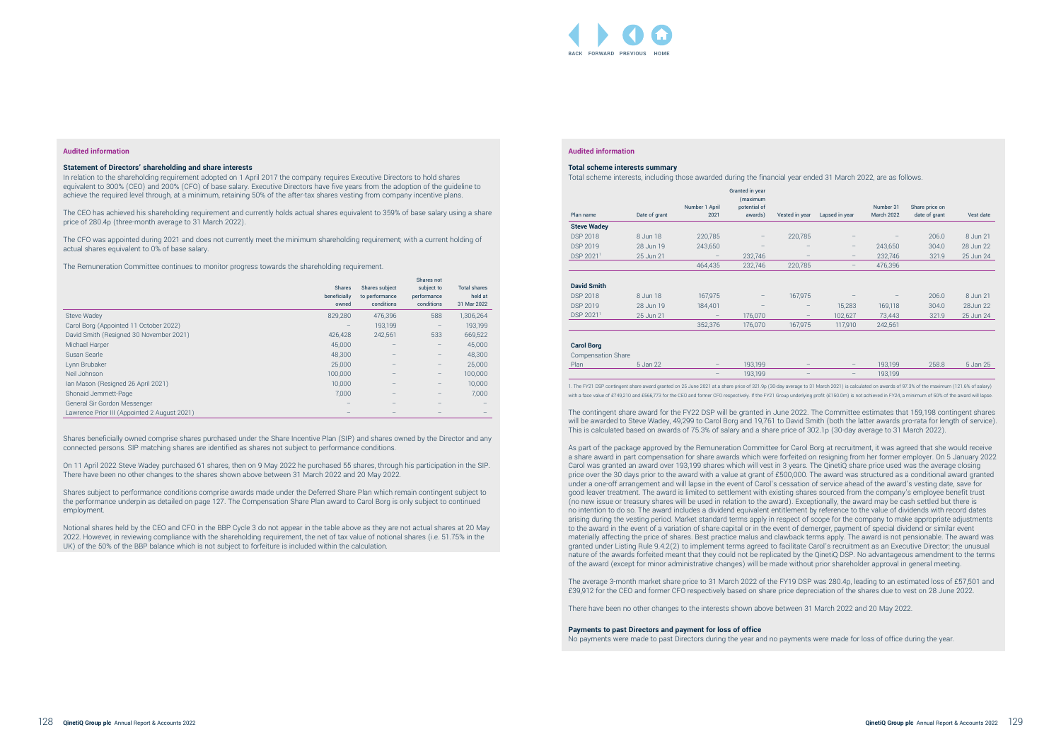**Audited information**

**Statement of Directors' shareholding and share interests**

In relation to the shareholding requirement adopted on 1 April 2017 the company requires Executive Directors to hold shares equivalent to 300% (CEO) and 200% (CFO) of base salary. Executive Directors have five years from the adoption of the guideline to achieve the required level through, at a minimum, retaining 50% of the after-tax shares vesting from company incentive plans.

The CEO has achieved his shareholding requirement and currently holds actual shares equivalent to 359% of base salary using a share price of 280.4p (three-month average to 31 March 2022).

The CFO was appointed during 2021 and does not currently meet the minimum shareholding requirement; with a current holding of actual shares equivalent to 0% of base salary.

The Remuneration Committee continues to monitor progress towards the shareholding requirement.

| | Shares beneficially owned | Shares subject to performance conditions | Shares not subject to performance conditions | Total shares held at 31 Mar 2022 |
|---|---|---|---|---|
| Steve Wadey | 829,280 | 476,396 | 588 | 1,306,264 |
| Carol Borg (Appointed 11 October 2022) | – | 193,199 | – | 193,199 |
| David Smith (Resigned 30 November 2021) | 426,428 | 242,561 | 533 | 669,522 |
| Michael Harper | 45,000 | – | – | 45,000 |
| Susan Searle | 48,300 | – | – | 48,300 |
| Lynn Brubaker | 25,000 | – | – | 25,000 |
| Neil Johnson | 100,000 | – | – | 100,000 |
| Ian Mason (Resigned 26 April 2021) | 10,000 | – | – | 10,000 |
| Shonaid Jemmett-Page | 7,000 | – | – | 7,000 |
| General Sir Gordon Messenger | – | – | – | – |
| Lawrence Prior III (Appointed 2 August 2021) | – | – | – | – |

Shares beneficially owned comprise shares purchased under the Share Incentive Plan (SIP) and shares owned by the Director and any connected persons. SIP matching shares are identified as shares not subject to performance conditions.

On 11 April 2022 Steve Wadey purchased 61 shares, then on 9 May 2022 he purchased 55 shares, through his participation in the SIP. There have been no other changes to the shares shown above between 31 March 2022 and 20 May 2022.

Shares subject to performance conditions comprise awards made under the Deferred Share Plan which remain contingent subject to the performance underpin as detailed on page 127. The Compensation Share Plan award to Carol Borg is only subject to continued employment.

Notional shares held by the CEO and CFO in the BBP Cycle 3 do not appear in the table above as they are not actual shares at 20 May 2022. However, in reviewing compliance with the shareholding requirement, the net of tax value of notional shares (i.e. 51.75% in the UK) of the 50% of the BBP balance which is not subject to forfeiture is included within the calculation.

**Audited information**

**Total scheme interests summary**

Total scheme interests, including those awarded during the financial year ended 31 March 2022, are as follows.

| Plan name | Date of grant | Number 1 April 2021 | Granted in year (maximum potential of awards) | Vested in year | Lapsed in year | Number 31 March 2022 | Share price on date of grant | Vest date |
|---|---|---|---|---|---|---|---|---|
| **Steve Wadey** | | | | | | | | |
| DSP 2018 | 8 Jun 18 | 220,785 | – | 220,785 | – | – | 206.0 | 8 Jun 21 |
| DSP 2019 | 28 Jun 19 | 243,650 | – | – | – | 243,650 | 304.0 | 28 Jun 22 |
| DSP 2021[1] | 25 Jun 21 | – | 232,746 | – | – | 232,746 | 321.9 | 25 Jun 24 |
| | | 464,435 | 232,746 | 220,785 | – | 476,396 | | |
| **David Smith** | | | | | | | | |
| DSP 2018 | 8 Jun 18 | 167,975 | – | 167,975 | – | – | 206.0 | 8 Jun 21 |
| DSP 2019 | 28 Jun 19 | 184,401 | – | – | 15,283 | 169,118 | 304.0 | 28Jun 22 |
| DSP 2021[1] | 25 Jun 21 | – | 176,070 | – | 102,627 | 73,443 | 321.9 | 25 Jun 24 |
| | | 352,376 | 176,070 | 167,975 | 117,910 | 242,561 | | |
| **Carol Borg** | | | | | | | | |
| Compensation Share Plan | 5 Jan 22 | – | 193,199 | – | – | 193,199 | 258.8 | 5 Jan 25 |
| | | – | 193,199 | – | – | 193,199 | | |

1. The FY21 DSP contingent share award granted on 25 June 2021 at a share price of 321.9p (30-day average to 31 March 2021) is calculated on awards of 97.3% of the maximum (121.6% of salary) with a face value of £749,210 and £566,773 for the CEO and former CFO respectively. If the FY21 Group underlying profit (£150.0m) is not achieved in FY24, a minimum of 50% of the award will lapse.

The contingent share award for the FY22 DSP will be granted in June 2022. The Committee estimates that 159,198 contingent shares will be awarded to Steve Wadey, 49,299 to Carol Borg and 19,761 to David Smith (both the latter awards pro-rata for length of service). This is calculated based on awards of 75.3% of salary and a share price of 302.1p (30-day average to 31 March 2022).

As part of the package approved by the Remuneration Committee for Carol Borg at recruitment, it was agreed that she would receive a share award in part compensation for share awards which were forfeited on resigning from her former employer. On 5 January 2022 Carol was granted an award over 193,199 shares which will vest in 3 years. The QinetiQ share price used was the average closing price over the 30 days prior to the award with a value at grant of £500,000. The award was structured as a conditional award granted under a one-off arrangement and will lapse in the event of Carol's cessation of service ahead of the award's vesting date, save for good leaver treatment. The award is limited to settlement with existing shares sourced from the company's employee benefit trust (no new issue or treasury shares will be used in relation to the award). Exceptionally, the award may be cash settled but there is no intention to do so. The award includes a dividend equivalent entitlement by reference to the value of dividends with record dates arising during the vesting period. Market standard terms apply in respect of scope for the company to make appropriate adjustments to the award in the event of a variation of share capital or in the event of demerger, payment of special dividend or similar event materially affecting the price of shares. Best practice malus and clawback terms apply. The award is not pensionable. The award was granted under Listing Rule 9.4.2(2) to implement terms agreed to facilitate Carol's recruitment as an Executive Director; the unusual nature of the awards forfeited meant that they could not be replicated by the QinetiQ DSP. No advantageous amendment to the terms of the award (except for minor administrative changes) will be made without prior shareholder approval in general meeting.

The average 3-month market share price to 31 March 2022 of the FY19 DSP was 280.4p, leading to an estimated loss of £57,501 and £39,912 for the CEO and former CFO respectively based on share price depreciation of the shares due to vest on 28 June 2022.

There have been no other changes to the interests shown above between 31 March 2022 and 20 May 2022.

**Payments to past Directors and payment for loss of office**

No payments were made to past Directors during the year and no payments were made for loss of office during the year.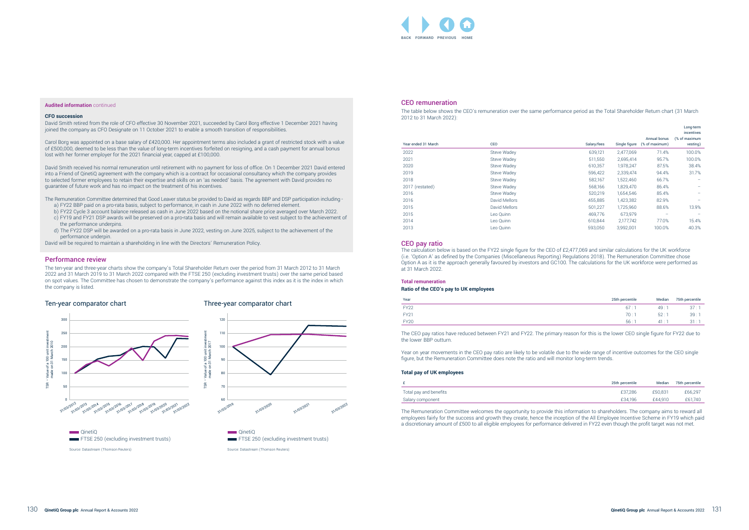**Audited information** continued

**CFO succession**

David Smith retired from the role of CFO effective 30 November 2021, succeeded by Carol Borg effective 1 December 2021 having joined the company as CFO Designate on 11 October 2021 to enable a smooth transition of responsibilities.

Carol Borg was appointed on a base salary of £420,000. Her appointment terms also included a grant of restricted stock with a value of £500,000, deemed to be less than the value of long-term incentives forfeited on resigning, and a cash payment for annual bonus lost with her former employer for the 2021 financial year, capped at £100,000.

David Smith received his normal remuneration until retirement with no payment for loss of office. On 1 December 2021 David entered into a Friend of QinetiQ agreement with the company which is a contract for occasional consultancy which the company provides to selected former employees to retain their expertise and skills on an 'as needed' basis. The agreement with David provides no guarantee of future work and has no impact on the treatment of his incentives.

The Remuneration Committee determined that Good Leaver status be provided to David as regards BBP and DSP participation including -

a) FY22 BBP paid on a pro-rata basis, subject to performance, in cash in June 2022 with no deferred element.
b) FY22 Cycle 3 account balance released as cash in June 2022 based on the notional share price averaged over March 2022.
c) FY19 and FY21 DSP awards will be preserved on a pro-rata basis and will remain available to vest subject to the achievement of the performance underpins.
d) The FY22 DSP will be awarded on a pro-rata basis in June 2022, vesting on June 2025, subject to the achievement of the performance underpin.

David will be required to maintain a shareholding in line with the Directors' Remuneration Policy.

## Performance review

The ten-year and three-year charts show the company's Total Shareholder Return over the period from 31 March 2012 to 31 March 2022 and 31 March 2019 to 31 March 2022 compared with the FTSE 250 (excluding investment trusts) over the same period based on spot values. The Committee has chosen to demonstrate the company's performance against this index as it is the index in which the company is listed.

### Ten-year comparator chart

TSR – Value of a 100 unit investment made on 31 March 2010

QinetiQ
FTSE 250 (excluding investment trusts)

Source: Datastream (Thomson Reuters)

### Three-year comparator chart

TSR – Value of a 100 unit investment made on 31 March 2017

QinetiQ
FTSE 250 (excluding investment trusts)

Source: Datastream (Thomson Reuters)

## CEO remuneration

The table below shows the CEO's remuneration over the same performance period as the Total Shareholder Return chart (31 March 2012 to 31 March 2022):

| Year ended 31 March | CEO | Salary/fees | Single figure | Annual bonus (% of maximum) | Long-term incentives (% of maximum vesting) |
|---|---|---|---|---|---|
| 2022 | Steve Wadey | 639,121 | 2,477,069 | 71.4% | 100.0% |
| 2021 | Steve Wadey | 511,550 | 2,695,414 | 95.7% | 100.0% |
| 2020 | Steve Wadey | 610,357 | 1,978,247 | 87.5% | 38.4% |
| 2019 | Steve Wadey | 596,422 | 2,339,474 | 94.4% | 31.7% |
| 2018 | Steve Wadey | 582,167 | 1,522,460 | 66.7% | – |
| 2017 (restated) | Steve Wadey | 568,166 | 1,829,470 | 86.4% | – |
| 2016 | Steve Wadey | 520,219 | 1,654,546 | 85.4% | – |
| 2016 | David Mellors | 455,885 | 1,423,382 | 82.9% | – |
| 2015 | David Mellors | 501,227 | 1,725,960 | 88.6% | 13.9% |
| 2015 | Leo Quinn | 469,776 | 673,979 | – | – |
| 2014 | Leo Quinn | 610,844 | 2,177,742 | 77.0% | 15.4% |
| 2013 | Leo Quinn | 593,050 | 3,992,001 | 100.0% | 40.3% |

## CEO pay ratio

The calculation below is based on the FY22 single figure for the CEO of £2,477,069 and similar calculations for the UK workforce (i.e. 'Option A' as defined by the Companies (Miscellaneous Reporting) Regulations 2018). The Remuneration Committee chose Option A as it is the approach generally favoured by investors and GC100. The calculations for the UK workforce were performed as at 31 March 2022.

**Total remuneration**

**Ratio of the CEO's pay to UK employees**

| Year | 25th percentile | Median | 75th percentile |
|---|---|---|---|
| FY22 | 67 : 1 | 49 : 1 | 37 : 1 |
| FY21 | 70 : 1 | 52 : 1 | 39 : 1 |
| FY20 | 56 : 1 | 41 : 1 | 31 : 1 |

The CEO pay ratios have reduced between FY21 and FY22. The primary reason for this is the lower CEO single figure for FY22 due to the lower BBP outturn.

Year on year movements in the CEO pay ratio are likely to be volatile due to the wide range of incentive outcomes for the CEO single figure, but the Remuneration Committee does note the ratio and will monitor long-term trends.

**Total pay of UK employees**

| £ | 25th percentile | Median | 75th percentile |
|---|---|---|---|
| Total pay and benefits | £37,286 | £50,831 | £66,297 |
| Salary component | £34,196 | £44,910 | £61,740 |

The Remuneration Committee welcomes the opportunity to provide this information to shareholders. The company aims to reward all employees fairly for the success and growth they create, hence the inception of the All Employee Incentive Scheme in FY19 which paid a discretionary amount of £500 to all eligible employees for performance delivered in FY22 even though the profit target was not met.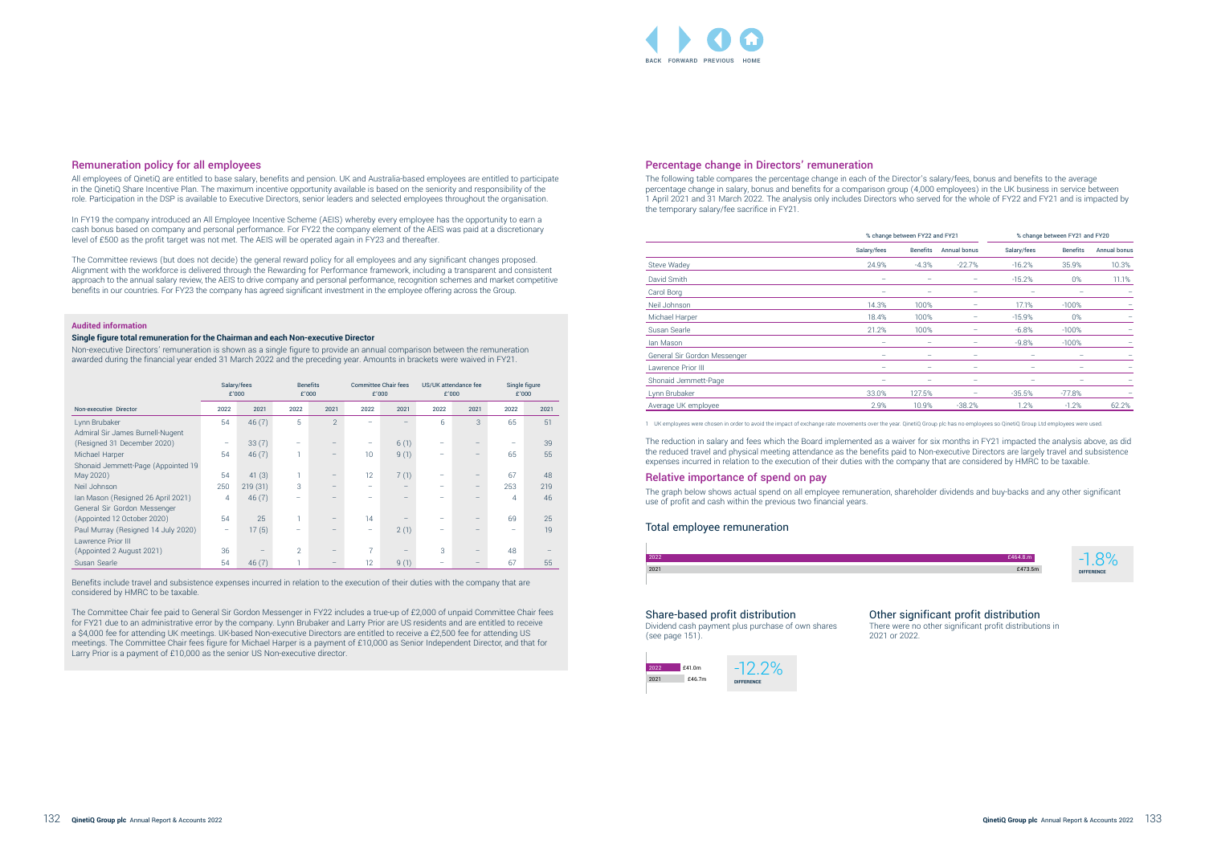## Remuneration policy for all employees

All employees of QinetiQ are entitled to base salary, benefits and pension. UK and Australia-based employees are entitled to participate in the QinetiQ Share Incentive Plan. The maximum incentive opportunity available is based on the seniority and responsibility of the role. Participation in the DSP is available to Executive Directors, senior leaders and selected employees throughout the organisation.

In FY19 the company introduced an All Employee Incentive Scheme (AEIS) whereby every employee has the opportunity to earn a cash bonus based on company and personal performance. For FY22 the company element of the AEIS was paid at a discretionary level of £500 as the profit target was not met. The AEIS will be operated again in FY23 and thereafter.

The Committee reviews (but does not decide) the general reward policy for all employees and any significant changes proposed. Alignment with the workforce is delivered through the Rewarding for Performance framework, including a transparent and consistent approach to the annual salary review, the AEIS to drive company and personal performance, recognition schemes and market competitive benefits in our countries. For FY23 the company has agreed significant investment in the employee offering across the Group.

**Audited information**

**Single figure total remuneration for the Chairman and each Non-executive Director**

Non-executive Directors' remuneration is shown as a single figure to provide an annual comparison between the remuneration awarded during the financial year ended 31 March 2022 and the preceding year. Amounts in brackets were waived in FY21.

| | Salary/fees £'000 | | Benefits £'000 | | Committee Chair fees £'000 | | US/UK attendance fee £'000 | | Single figure £'000 | |
|---|---|---|---|---|---|---|---|---|---|---|
| Non-executive Director | 2022 | 2021 | 2022 | 2021 | 2022 | 2021 | 2022 | 2021 | 2022 | 2021 |
| Lynn Brubaker | 54 | 46 (7) | 5 | 2 | – | – | 6 | 3 | 65 | 51 |
| Admiral Sir James Burnell-Nugent (Resigned 31 December 2020) | – | 33 (7) | – | – | – | 6 (1) | – | – | – | 39 |
| Michael Harper | 54 | 46 (7) | 1 | – | 10 | 9 (1) | – | – | 65 | 55 |
| Shonaid Jemmett-Page (Appointed 19 May 2020) | 54 | 41 (3) | 1 | – | 12 | 7 (1) | – | – | 67 | 48 |
| Neil Johnson | 250 | 219 (31) | 3 | – | – | – | – | – | 253 | 219 |
| Ian Mason (Resigned 26 April 2021) | 4 | 46 (7) | – | – | – | – | – | – | 4 | 46 |
| General Sir Gordon Messenger (Appointed 12 October 2020) | 54 | 25 | 1 | – | 14 | – | – | – | 69 | 25 |
| Paul Murray (Resigned 14 July 2020) | – | 17 (5) | – | – | – | 2 (1) | – | – | – | 19 |
| Lawrence Prior III (Appointed 2 August 2021) | 36 | – | 2 | – | 7 | – | 3 | – | 48 | – |
| Susan Searle | 54 | 46 (7) | 1 | – | 12 | 9 (1) | – | – | 67 | 55 |

Benefits include travel and subsistence expenses incurred in relation to the execution of their duties with the company that are considered by HMRC to be taxable.

The Committee Chair fee paid to General Sir Gordon Messenger in FY22 includes a true-up of £2,000 of unpaid Committee Chair fees for FY21 due to an administrative error by the company. Lynn Brubaker and Larry Prior are US residents and are entitled to receive a $4,000 fee for attending UK meetings. UK-based Non-executive Directors are entitled to receive a £2,500 fee for attending US meetings. The Committee Chair fees figure for Michael Harper is a payment of £10,000 as Senior Independent Director, and that for Larry Prior is a payment of £10,000 as the senior US Non-executive director.

## Percentage change in Directors' remuneration

The following table compares the percentage change in each of the Director's salary/fees, bonus and benefits to the average percentage change in salary, bonus and benefits for a comparison group (4,000 employees) in the UK business in service between 1 April 2021 and 31 March 2022. The analysis only includes Directors who served for the whole of FY22 and FY21 and is impacted by the temporary salary/fee sacrifice in FY21.

| | % change between FY22 and FY21 | | | % change between FY21 and FY20 | | |
|---|---|---|---|---|---|---|
| | Salary/fees | Benefits | Annual bonus | Salary/fees | Benefits | Annual bonus |
| Steve Wadey | 24.9% | -4.3% | -22.7% | -16.2% | 35.9% | 10.3% |
| David Smith | – | – | – | -15.2% | 0% | 11.1% |
| Carol Borg | – | – | – | – | – | – |
| Neil Johnson | 14.3% | 100% | – | 17.1% | -100% | – |
| Michael Harper | 18.4% | 100% | – | -15.9% | 0% | – |
| Susan Searle | 21.2% | 100% | – | -6.8% | -100% | – |
| Ian Mason | – | – | – | -9.8% | -100% | – |
| General Sir Gordon Messenger | – | – | – | – | – | – |
| Lawrence Prior III | – | – | – | – | – | – |
| Shonaid Jemmett-Page | – | – | – | – | – | – |
| Lynn Brubaker | 33.0% | 127.5% | – | -35.5% | -77.8% | – |
| Average UK employee | 2.9% | 10.9% | -38.2% | 1.2% | -1.2% | 62.2% |

1 UK employees were chosen in order to avoid the impact of exchange rate movements over the year. QinetiQ Group plc has no employees so QinetiQ Group Ltd employees were used.

The reduction in salary and fees which the Board implemented as a waiver for six months in FY21 impacted the analysis above, as did the reduced travel and physical meeting attendance as the benefits paid to Non-executive Directors are largely travel and subsistence expenses incurred in relation to the execution of their duties with the company that are considered by HMRC to be taxable.

## Relative importance of spend on pay

The graph below shows actual spend on all employee remuneration, shareholder dividends and buy-backs and any other significant use of profit and cash within the previous two financial years.

### Total employee remuneration

| Year | Amount |
|---|---|
| 2022 | £464.8m |
| 2021 | £473.5m |

-1.8% DIFFERENCE

### Share-based profit distribution

Dividend cash payment plus purchase of own shares (see page 151).

| Year | Amount |
|---|---|
| 2022 | £41.0m |
| 2021 | £46.7m |

-12.2% DIFFERENCE

### Other significant profit distribution

There were no other significant profit distributions in 2021 or 2022.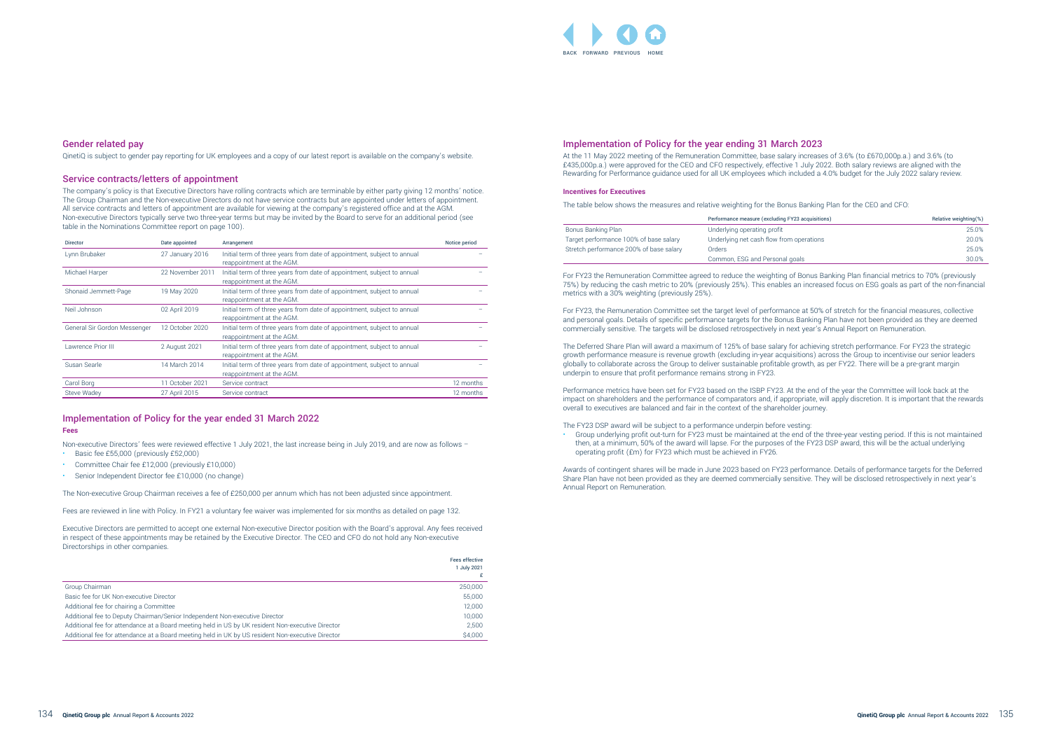## Gender related pay

QinetiQ is subject to gender pay reporting for UK employees and a copy of our latest report is available on the company's website.

## Service contracts/letters of appointment

The company's policy is that Executive Directors have rolling contracts which are terminable by either party giving 12 months' notice. The Group Chairman and the Non-executive Directors do not have service contracts but are appointed under letters of appointment. All service contracts and letters of appointment are available for viewing at the company's registered office and at the AGM. Non-executive Directors typically serve two three-year terms but may be invited by the Board to serve for an additional period (see table in the Nominations Committee report on page 100).

| Director | Date appointed | Arrangement | Notice period |
|---|---|---|---|
| Lynn Brubaker | 27 January 2016 | Initial term of three years from date of appointment, subject to annual reappointment at the AGM. | – |
| Michael Harper | 22 November 2011 | Initial term of three years from date of appointment, subject to annual reappointment at the AGM. | – |
| Shonaid Jemmett-Page | 19 May 2020 | Initial term of three years from date of appointment, subject to annual reappointment at the AGM. | – |
| Neil Johnson | 02 April 2019 | Initial term of three years from date of appointment, subject to annual reappointment at the AGM. | – |
| General Sir Gordon Messenger | 12 October 2020 | Initial term of three years from date of appointment, subject to annual reappointment at the AGM. | – |
| Lawrence Prior III | 2 August 2021 | Initial term of three years from date of appointment, subject to annual reappointment at the AGM. | – |
| Susan Searle | 14 March 2014 | Initial term of three years from date of appointment, subject to annual reappointment at the AGM. | – |
| Carol Borg | 11 October 2021 | Service contract | 12 months |
| Steve Wadey | 27 April 2015 | Service contract | 12 months |

## Implementation of Policy for the year ended 31 March 2022

**Fees**

Non-executive Directors' fees were reviewed effective 1 July 2021, the last increase being in July 2019, and are now as follows –

- Basic fee £55,000 (previously £52,000)
- Committee Chair fee £12,000 (previously £10,000)
- Senior Independent Director fee £10,000 (no change)

The Non-executive Group Chairman receives a fee of £250,000 per annum which has not been adjusted since appointment.

Fees are reviewed in line with Policy. In FY21 a voluntary fee waiver was implemented for six months as detailed on page 132.

Executive Directors are permitted to accept one external Non-executive Director position with the Board's approval. Any fees received in respect of these appointments may be retained by the Executive Director. The CEO and CFO do not hold any Non-executive Directorships in other companies.

| | Fees effective 1 July 2021 £ |
|---|---|
| Group Chairman | 250,000 |
| Basic fee for UK Non-executive Director | 55,000 |
| Additional fee for chairing a Committee | 12,000 |
| Additional fee to Deputy Chairman/Senior Independent Non-executive Director | 10,000 |
| Additional fee for attendance at a Board meeting held in US by UK resident Non-executive Director | 2,500 |
| Additional fee for attendance at a Board meeting held in UK by US resident Non-executive Director | $4,000 |

## Implementation of Policy for the year ending 31 March 2023

At the 11 May 2022 meeting of the Remuneration Committee, base salary increases of 3.6% (to £670,000p.a.) and 3.6% (to £435,000p.a.) were approved for the CEO and CFO respectively, effective 1 July 2022. Both salary reviews are aligned with the Rewarding for Performance guidance used for all UK employees which included a 4.0% budget for the July 2022 salary review.

**Incentives for Executives**

The table below shows the measures and relative weighting for the Bonus Banking Plan for the CEO and CFO:

| | Performance measure (excluding FY23 acquisitions) | Relative weighting(%) |
|---|---|---|
| Bonus Banking Plan | Underlying operating profit | 25.0% |
| Target performance 100% of base salary | Underlying net cash flow from operations | 20.0% |
| Stretch performance 200% of base salary | Orders | 25.0% |
| | Common, ESG and Personal goals | 30.0% |

For FY23 the Remuneration Committee agreed to reduce the weighting of Bonus Banking Plan financial metrics to 70% (previously 75%) by reducing the cash metric to 20% (previously 25%). This enables an increased focus on ESG goals as part of the non-financial metrics with a 30% weighting (previously 25%).

For FY23, the Remuneration Committee set the target level of performance at 50% of stretch for the financial measures, collective and personal goals. Details of specific performance targets for the Bonus Banking Plan have not been provided as they are deemed commercially sensitive. The targets will be disclosed retrospectively in next year's Annual Report on Remuneration.

The Deferred Share Plan will award a maximum of 125% of base salary for achieving stretch performance. For FY23 the strategic growth performance measure is revenue growth (excluding in-year acquisitions) across the Group to incentivise our senior leaders globally to collaborate across the Group to deliver sustainable profitable growth, as per FY22. There will be a pre-grant margin underpin to ensure that profit performance remains strong in FY23.

Performance metrics have been set for FY23 based on the ISBP FY23. At the end of the year the Committee will look back at the impact on shareholders and the performance of comparators and, if appropriate, will apply discretion. It is important that the rewards overall to executives are balanced and fair in the context of the shareholder journey.

The FY23 DSP award will be subject to a performance underpin before vesting:

- Group underlying profit out-turn for FY23 must be maintained at the end of the three-year vesting period. If this is not maintained then, at a minimum, 50% of the award will lapse. For the purposes of the FY23 DSP award, this will be the actual underlying operating profit (£m) for FY23 which must be achieved in FY26.

Awards of contingent shares will be made in June 2023 based on FY23 performance. Details of performance targets for the Deferred Share Plan have not been provided as they are deemed commercially sensitive. They will be disclosed retrospectively in next year's Annual Report on Remuneration.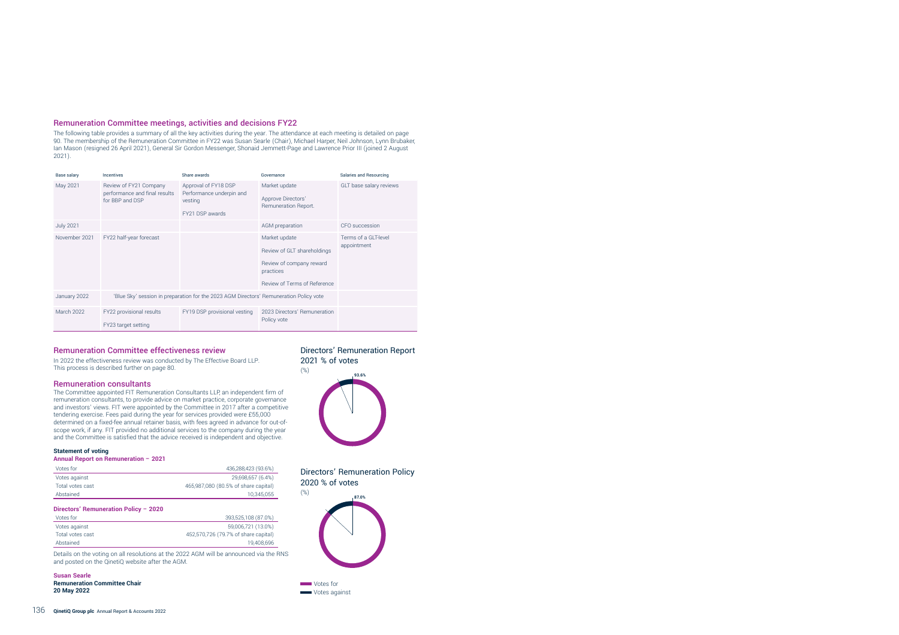## Remuneration Committee meetings, activities and decisions FY22

The following table provides a summary of all the key activities during the year. The attendance at each meeting is detailed on page 90. The membership of the Remuneration Committee in FY22 was Susan Searle (Chair), Michael Harper, Neil Johnson, Lynn Brubaker, Ian Mason (resigned 26 April 2021), General Sir Gordon Messenger, Shonaid Jemmett-Page and Lawrence Prior III (joined 2 August 2021).

| Base salary | Incentives | Share awards | Governance | Salaries and Resourcing |
|---|---|---|---|---|
| May 2021 | Review of FY21 Company performance and final results for BBP and DSP | Approval of FY18 DSP Performance underpin and vesting<br><br>FY21 DSP awards | Market update<br><br>Approve Directors' Remuneration Report. | GLT base salary reviews |
| July 2021 | | | AGM preparation | CFO succession |
| November 2021 | FY22 half-year forecast | | Market update<br><br>Review of GLT shareholdings<br><br>Review of company reward practices<br><br>Review of Terms of Reference | Terms of a GLT-level appointment |
| January 2022 | 'Blue Sky' session in preparation for the 2023 AGM Directors' Remuneration Policy vote | | | |
| March 2022 | FY22 provisional results<br><br>FY23 target setting | FY19 DSP provisional vesting | 2023 Directors' Remuneration Policy vote | |

## Remuneration Committee effectiveness review

In 2022 the effectiveness review was conducted by The Effective Board LLP. This process is described further on page 80.

## Remuneration consultants

The Committee appointed FIT Remuneration Consultants LLP, an independent firm of remuneration consultants, to provide advice on market practice, corporate governance and investors' views. FIT were appointed by the Committee in 2017 after a competitive tendering exercise. Fees paid during the year for services provided were £55,000 determined on a fixed-fee annual retainer basis, with fees agreed in advance for out-of-scope work, if any. FIT provided no additional services to the company during the year and the Committee is satisfied that the advice received is independent and objective.

**Statement of voting**

**Annual Report on Remuneration – 2021**

| | |
|---|---|
| Votes for | 436,288,423 (93.6%) |
| Votes against | 29,698,657 (6.4%) |
| Total votes cast | 465,987,080 (80.5% of share capital) |
| Abstained | 10,345,055 |

**Directors' Remuneration Policy – 2020**

| | |
|---|---|
| Votes for | 393,525,108 (87.0%) |
| Votes against | 59,006,721 (13.0%) |
| Total votes cast | 452,570,726 (79.7% of share capital) |
| Abstained | 19,408,696 |

Details on the voting on all resolutions at the 2022 AGM will be announced via the RNS and posted on the QinetiQ website after the AGM.

**Susan Searle**
**Remuneration Committee Chair**
**20 May 2022**

### Directors' Remuneration Report 2021 % of votes

(%)

93.6%

### Directors' Remuneration Policy 2020 % of votes

(%)

87.0%

Votes for
Votes against